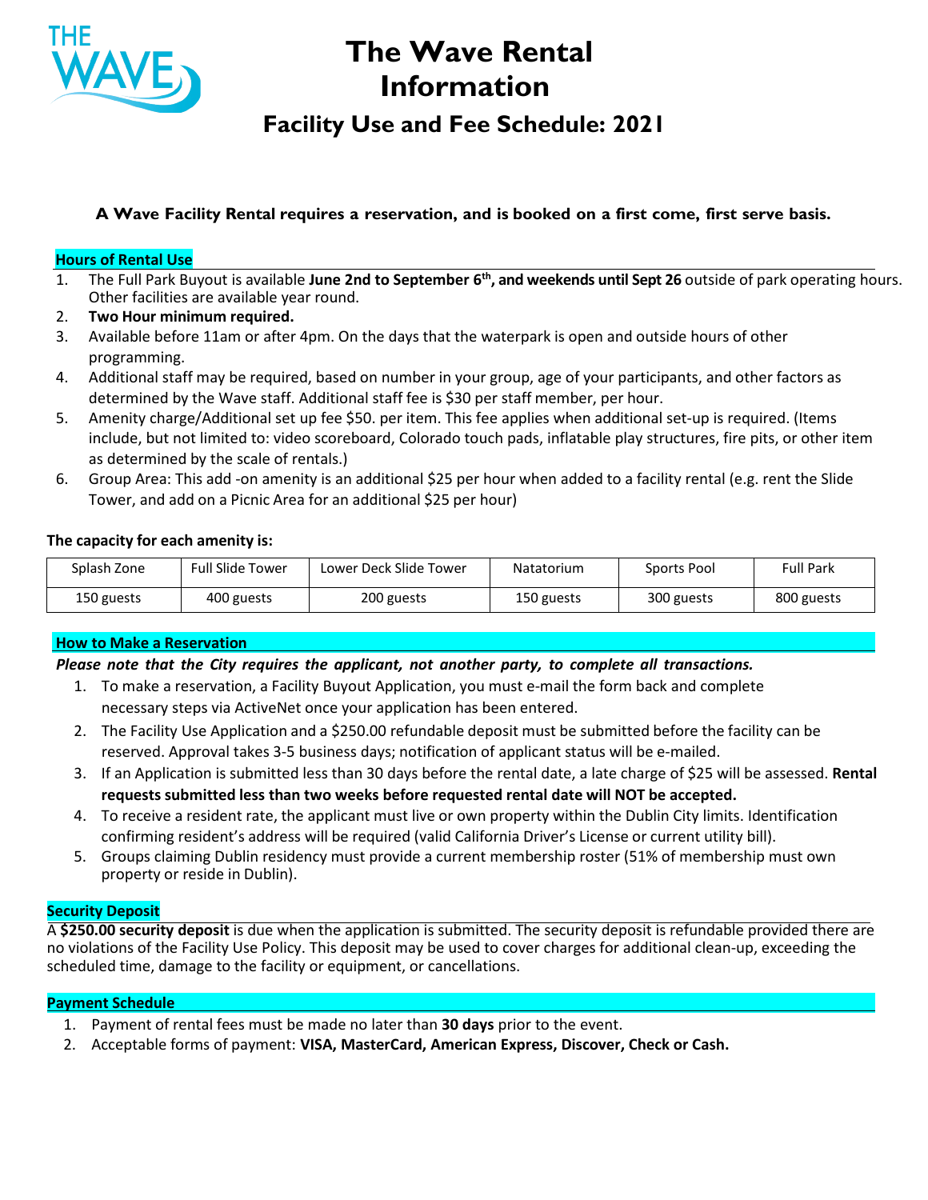# The Wave Rental Information

## Facility Use and Fee Schedule: 2021

**A Wave Facility Rental requires a reservation, and is booked on a first come, first serve basis.**

### Hours of Rental Use

1. The Full Park Buyout is available **June 2nd to September 6th, and weekends until Sept 26** outside of park operating hours. Other facilities are available year round.
2. **Two Hour minimum required.**
3. Available before 11am or after 4pm. On the days that the waterpark is open and outside hours of other programming.
4. Additional staff may be required, based on number in your group, age of your participants, and other factors as determined by the Wave staff. Additional staff fee is $30 per staff member, per hour.
5. Amenity charge/Additional set up fee $50. per item. This fee applies when additional set-up is required. (Items include, but not limited to: video scoreboard, Colorado touch pads, inflatable play structures, fire pits, or other item as determined by the scale of rentals.)
6. Group Area: This add -on amenity is an additional $25 per hour when added to a facility rental (e.g. rent the Slide Tower, and add on a Picnic Area for an additional $25 per hour)

**The capacity for each amenity is:**

| Splash Zone | Full Slide Tower | Lower Deck Slide Tower | Natatorium | Sports Pool | Full Park |
|---|---|---|---|---|---|
| 150 guests | 400 guests | 200 guests | 150 guests | 300 guests | 800 guests |

### How to Make a Reservation

***Please note that the City requires the applicant, not another party, to complete all transactions.***

1. To make a reservation, a Facility Buyout Application, you must e-mail the form back and complete necessary steps via ActiveNet once your application has been entered.
2. The Facility Use Application and a $250.00 refundable deposit must be submitted before the facility can be reserved. Approval takes 3-5 business days; notification of applicant status will be e-mailed.
3. If an Application is submitted less than 30 days before the rental date, a late charge of $25 will be assessed. **Rental requests submitted less than two weeks before requested rental date will NOT be accepted.**
4. To receive a resident rate, the applicant must live or own property within the Dublin City limits. Identification confirming resident's address will be required (valid California Driver's License or current utility bill).
5. Groups claiming Dublin residency must provide a current membership roster (51% of membership must own property or reside in Dublin).

### Security Deposit

A **$250.00 security deposit** is due when the application is submitted. The security deposit is refundable provided there are no violations of the Facility Use Policy. This deposit may be used to cover charges for additional clean-up, exceeding the scheduled time, damage to the facility or equipment, or cancellations.

### Payment Schedule

1. Payment of rental fees must be made no later than **30 days** prior to the event.
2. Acceptable forms of payment: **VISA, MasterCard, American Express, Discover, Check or Cash.**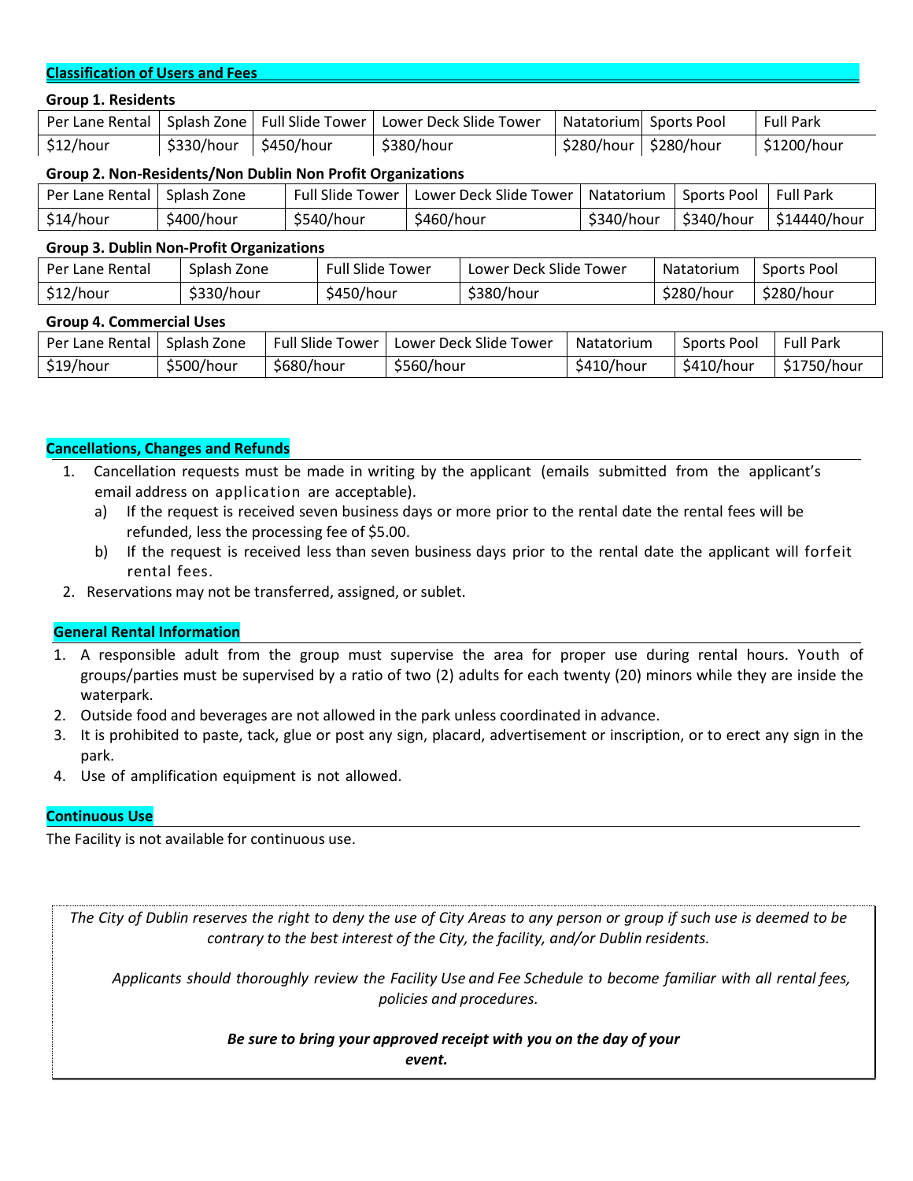## Classification of Users and Fees

**Group 1. Residents**

| Per Lane Rental | Splash Zone | Full Slide Tower | Lower Deck Slide Tower | Natatorium | Sports Pool | Full Park |
|---|---|---|---|---|---|---|
| $12/hour | $330/hour | $450/hour | $380/hour | $280/hour | $280/hour | $1200/hour |

**Group 2. Non-Residents/Non Dublin Non Profit Organizations**

| Per Lane Rental | Splash Zone | Full Slide Tower | Lower Deck Slide Tower | Natatorium | Sports Pool | Full Park |
|---|---|---|---|---|---|---|
| $14/hour | $400/hour | $540/hour | $460/hour | $340/hour | $340/hour | $14440/hour |

**Group 3. Dublin Non-Profit Organizations**

| Per Lane Rental | Splash Zone | Full Slide Tower | Lower Deck Slide Tower | Natatorium | Sports Pool |
|---|---|---|---|---|---|
| $12/hour | $330/hour | $450/hour | $380/hour | $280/hour | $280/hour |

**Group 4. Commercial Uses**

| Per Lane Rental | Splash Zone | Full Slide Tower | Lower Deck Slide Tower | Natatorium | Sports Pool | Full Park |
|---|---|---|---|---|---|---|
| $19/hour | $500/hour | $680/hour | $560/hour | $410/hour | $410/hour | $1750/hour |

## Cancellations, Changes and Refunds

1. Cancellation requests must be made in writing by the applicant (emails submitted from the applicant's email address on application are acceptable).
   a) If the request is received seven business days or more prior to the rental date the rental fees will be refunded, less the processing fee of $5.00.
   b) If the request is received less than seven business days prior to the rental date the applicant will forfeit rental fees.
2. Reservations may not be transferred, assigned, or sublet.

## General Rental Information

1. A responsible adult from the group must supervise the area for proper use during rental hours. Youth of groups/parties must be supervised by a ratio of two (2) adults for each twenty (20) minors while they are inside the waterpark.
2. Outside food and beverages are not allowed in the park unless coordinated in advance.
3. It is prohibited to paste, tack, glue or post any sign, placard, advertisement or inscription, or to erect any sign in the park.
4. Use of amplification equipment is not allowed.

## Continuous Use

The Facility is not available for continuous use.

*The City of Dublin reserves the right to deny the use of City Areas to any person or group if such use is deemed to be contrary to the best interest of the City, the facility, and/or Dublin residents.*

*Applicants should thoroughly review the Facility Use and Fee Schedule to become familiar with all rental fees, policies and procedures.*

***Be sure to bring your approved receipt with you on the day of your event.***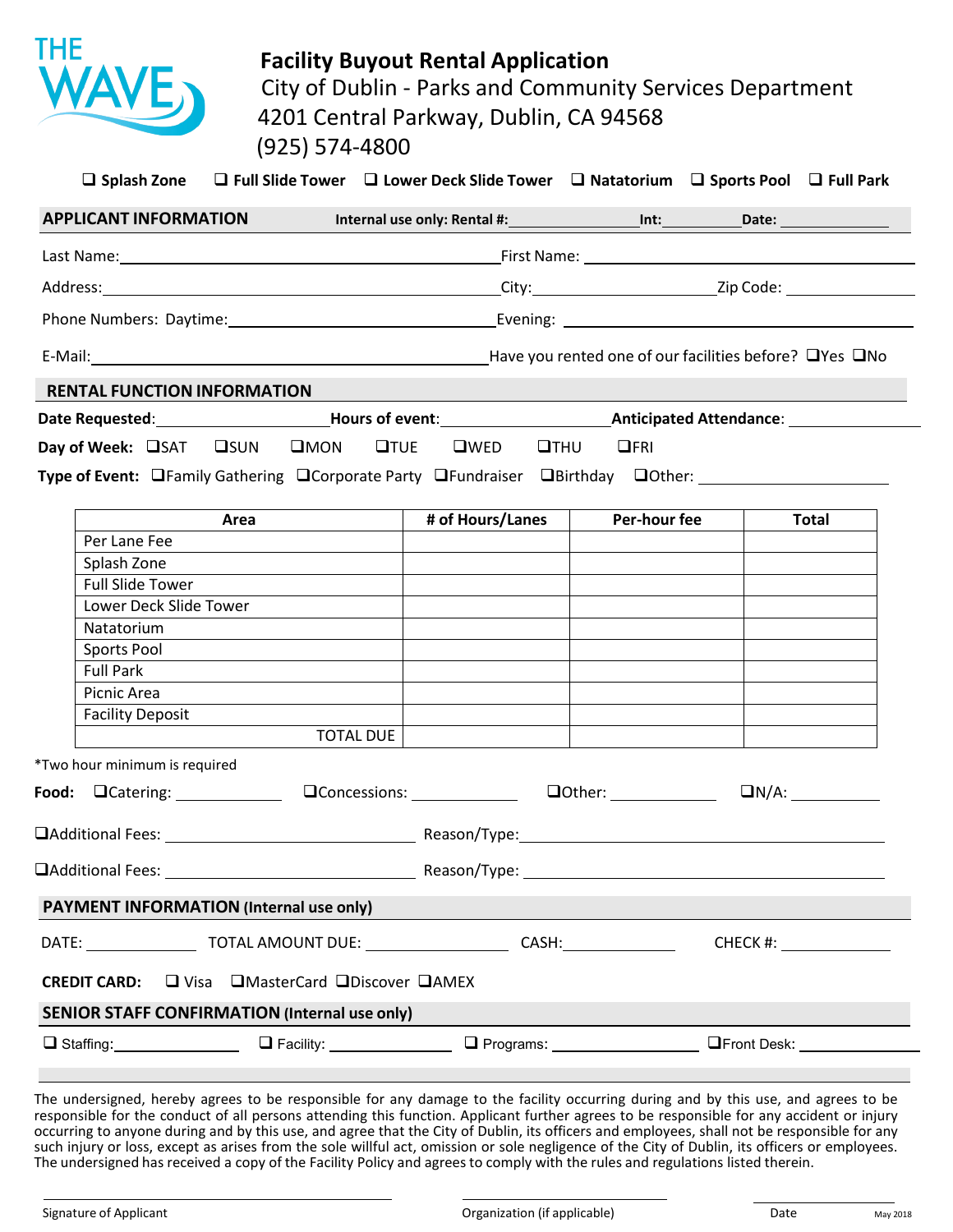THE WAVE

# Facility Buyout Rental Application

City of Dublin - Parks and Community Services Department
4201 Central Parkway, Dublin, CA 94568
(925) 574-4800

❑ Splash Zone ❑ Full Slide Tower ❑ Lower Deck Slide Tower ❑ Natatorium ❑ Sports Pool ❑ Full Park

## APPLICANT INFORMATION

**Internal use only: Rental #:**\_\_\_\_\_\_\_\_\_\_ **Int:**\_\_\_\_\_\_ **Date:**\_\_\_\_\_\_\_\_

Last Name:\_\_\_\_\_\_\_\_\_\_\_\_\_\_\_\_\_\_\_\_\_\_\_\_ First Name:\_\_\_\_\_\_\_\_\_\_\_\_\_\_\_\_\_\_\_\_\_\_\_\_

Address:\_\_\_\_\_\_\_\_\_\_\_\_\_\_\_\_\_\_\_\_\_\_\_\_ City:\_\_\_\_\_\_\_\_\_\_\_\_ Zip Code:\_\_\_\_\_\_\_\_

Phone Numbers: Daytime:\_\_\_\_\_\_\_\_\_\_\_\_\_\_\_\_ Evening:\_\_\_\_\_\_\_\_\_\_\_\_\_\_\_\_

E-Mail:\_\_\_\_\_\_\_\_\_\_\_\_\_\_\_\_\_\_\_\_\_\_\_\_ Have you rented one of our facilities before? ❑Yes ❑No

## RENTAL FUNCTION INFORMATION

**Date Requested**:\_\_\_\_\_\_\_\_\_\_\_\_ **Hours of event**:\_\_\_\_\_\_\_\_\_\_\_\_ **Anticipated Attendance**:\_\_\_\_\_\_\_\_\_\_\_\_

**Day of Week:** ❑SAT ❑SUN ❑MON ❑TUE ❑WED ❑THU ❑FRI

**Type of Event:** ❑Family Gathering ❑Corporate Party ❑Fundraiser ❑Birthday ❑Other:\_\_\_\_\_\_\_\_\_\_\_\_

| Area | # of Hours/Lanes | Per-hour fee | Total |
|---|---|---|---|
| Per Lane Fee | | | |
| Splash Zone | | | |
| Full Slide Tower | | | |
| Lower Deck Slide Tower | | | |
| Natatorium | | | |
| Sports Pool | | | |
| Full Park | | | |
| Picnic Area | | | |
| Facility Deposit | | | |
| TOTAL DUE | | | |

*Two hour minimum is required

**Food:** ❑Catering:\_\_\_\_\_\_\_\_ ❑Concessions:\_\_\_\_\_\_\_\_ ❑Other:\_\_\_\_\_\_\_\_ ❑N/A:\_\_\_\_\_\_\_\_

❑Additional Fees:\_\_\_\_\_\_\_\_\_\_\_\_\_\_\_\_ Reason/Type:\_\_\_\_\_\_\_\_\_\_\_\_\_\_\_\_\_\_\_\_\_\_\_\_

❑Additional Fees:\_\_\_\_\_\_\_\_\_\_\_\_\_\_\_\_ Reason/Type:\_\_\_\_\_\_\_\_\_\_\_\_\_\_\_\_\_\_\_\_\_\_\_\_

## PAYMENT INFORMATION (Internal use only)

DATE:\_\_\_\_\_\_\_\_ TOTAL AMOUNT DUE:\_\_\_\_\_\_\_\_\_\_ CASH:\_\_\_\_\_\_\_\_ CHECK #:\_\_\_\_\_\_\_\_

**CREDIT CARD:** ❑ Visa ❑MasterCard ❑Discover ❑AMEX

## SENIOR STAFF CONFIRMATION (Internal use only)

❑ Staffing:\_\_\_\_\_\_\_\_ ❑ Facility:\_\_\_\_\_\_\_\_ ❑ Programs:\_\_\_\_\_\_\_\_ ❑Front Desk:\_\_\_\_\_\_\_\_

The undersigned, hereby agrees to be responsible for any damage to the facility occurring during and by this use, and agrees to be responsible for the conduct of all persons attending this function. Applicant further agrees to be responsible for any accident or injury occurring to anyone during and by this use, and agree that the City of Dublin, its officers and employees, shall not be responsible for any such injury or loss, except as arises from the sole willful act, omission or sole negligence of the City of Dublin, its officers or employees. The undersigned has received a copy of the Facility Policy and agrees to comply with the rules and regulations listed therein.

\_\_\_\_\_\_\_\_\_\_\_\_\_\_\_\_\_\_\_\_\_\_\_\_ \_\_\_\_\_\_\_\_\_\_\_\_\_\_\_\_\_\_\_\_ \_\_\_\_\_\_\_\_\_\_\_\_

Signature of Applicant Organization (if applicable) Date

May 2018